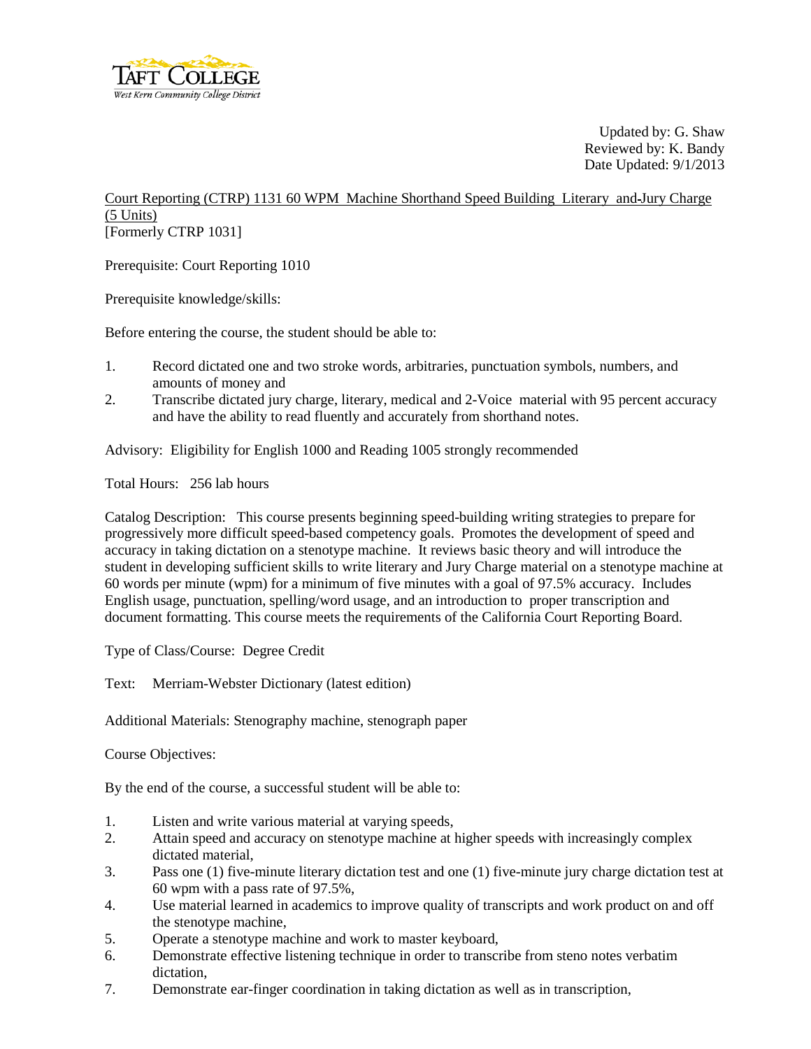TAFT COLLEGE
West Kern Community College District

Updated by: G. Shaw
Reviewed by: K. Bandy
Date Updated: 9/1/2013

Court Reporting (CTRP) 1131 60 WPM Machine Shorthand Speed Building Literary and-Jury Charge (5 Units)
[Formerly CTRP 1031]

Prerequisite: Court Reporting 1010

Prerequisite knowledge/skills:

Before entering the course, the student should be able to:

1. Record dictated one and two stroke words, arbitraries, punctuation symbols, numbers, and amounts of money and
2. Transcribe dictated jury charge, literary, medical and 2-Voice material with 95 percent accuracy and have the ability to read fluently and accurately from shorthand notes.

Advisory: Eligibility for English 1000 and Reading 1005 strongly recommended

Total Hours: 256 lab hours

Catalog Description: This course presents beginning speed-building writing strategies to prepare for progressively more difficult speed-based competency goals. Promotes the development of speed and accuracy in taking dictation on a stenotype machine. It reviews basic theory and will introduce the student in developing sufficient skills to write literary and Jury Charge material on a stenotype machine at 60 words per minute (wpm) for a minimum of five minutes with a goal of 97.5% accuracy. Includes English usage, punctuation, spelling/word usage, and an introduction to proper transcription and document formatting. This course meets the requirements of the California Court Reporting Board.

Type of Class/Course: Degree Credit

Text: Merriam-Webster Dictionary (latest edition)

Additional Materials: Stenography machine, stenograph paper

Course Objectives:

By the end of the course, a successful student will be able to:

1. Listen and write various material at varying speeds,
2. Attain speed and accuracy on stenotype machine at higher speeds with increasingly complex dictated material,
3. Pass one (1) five-minute literary dictation test and one (1) five-minute jury charge dictation test at 60 wpm with a pass rate of 97.5%,
4. Use material learned in academics to improve quality of transcripts and work product on and off the stenotype machine,
5. Operate a stenotype machine and work to master keyboard,
6. Demonstrate effective listening technique in order to transcribe from steno notes verbatim dictation,
7. Demonstrate ear-finger coordination in taking dictation as well as in transcription,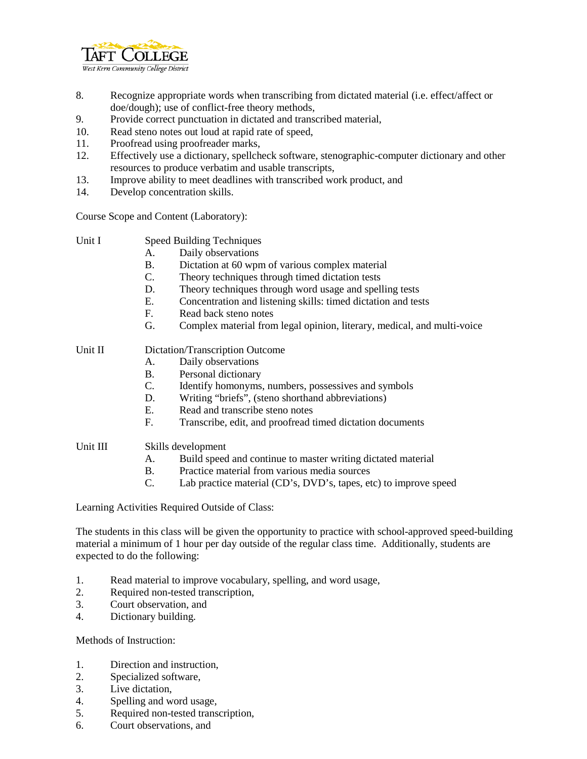8. Recognize appropriate words when transcribing from dictated material (i.e. effect/affect or doe/dough); use of conflict-free theory methods,
9. Provide correct punctuation in dictated and transcribed material,
10. Read steno notes out loud at rapid rate of speed,
11. Proofread using proofreader marks,
12. Effectively use a dictionary, spellcheck software, stenographic-computer dictionary and other resources to produce verbatim and usable transcripts,
13. Improve ability to meet deadlines with transcribed work product, and
14. Develop concentration skills.

Course Scope and Content (Laboratory):

Unit I — Speed Building Techniques

A. Daily observations
B. Dictation at 60 wpm of various complex material
C. Theory techniques through timed dictation tests
D. Theory techniques through word usage and spelling tests
E. Concentration and listening skills: timed dictation and tests
F. Read back steno notes
G. Complex material from legal opinion, literary, medical, and multi-voice

Unit II — Dictation/Transcription Outcome

A. Daily observations
B. Personal dictionary
C. Identify homonyms, numbers, possessives and symbols
D. Writing "briefs", (steno shorthand abbreviations)
E. Read and transcribe steno notes
F. Transcribe, edit, and proofread timed dictation documents

Unit III — Skills development

A. Build speed and continue to master writing dictated material
B. Practice material from various media sources
C. Lab practice material (CD's, DVD's, tapes, etc) to improve speed

Learning Activities Required Outside of Class:

The students in this class will be given the opportunity to practice with school-approved speed-building material a minimum of 1 hour per day outside of the regular class time. Additionally, students are expected to do the following:

1. Read material to improve vocabulary, spelling, and word usage,
2. Required non-tested transcription,
3. Court observation, and
4. Dictionary building.

Methods of Instruction:

1. Direction and instruction,
2. Specialized software,
3. Live dictation,
4. Spelling and word usage,
5. Required non-tested transcription,
6. Court observations, and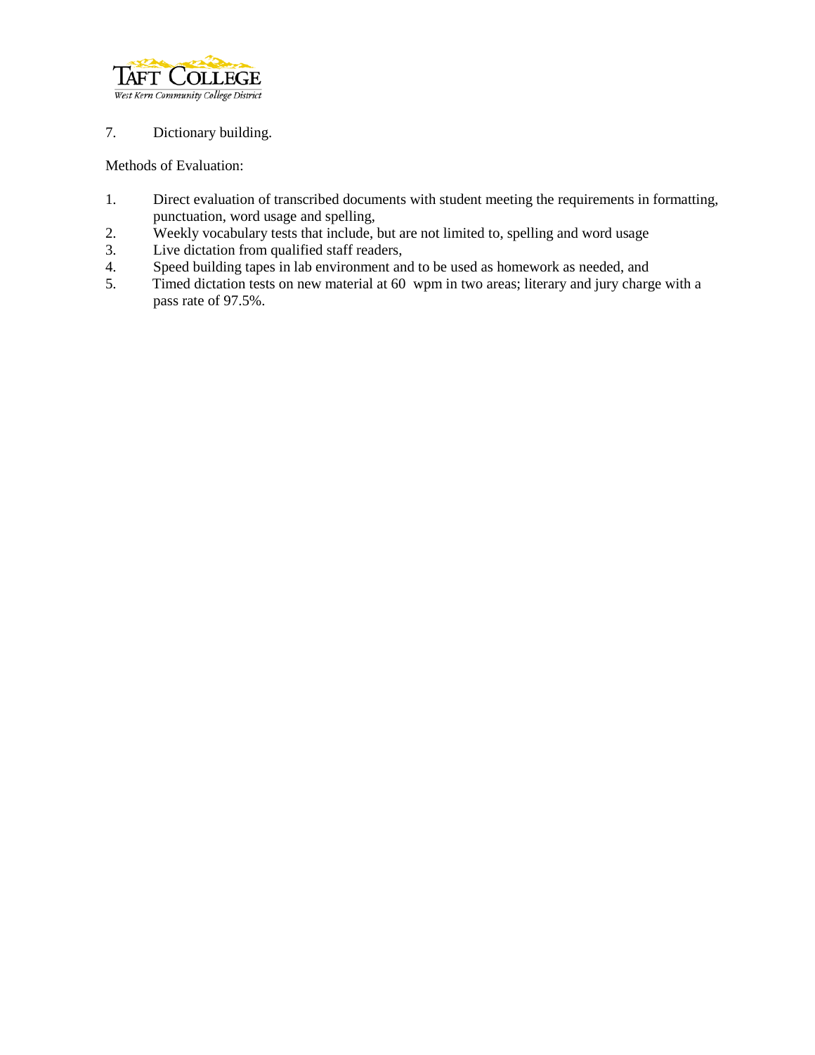7. Dictionary building.

Methods of Evaluation:

1. Direct evaluation of transcribed documents with student meeting the requirements in formatting, punctuation, word usage and spelling,
2. Weekly vocabulary tests that include, but are not limited to, spelling and word usage
3. Live dictation from qualified staff readers,
4. Speed building tapes in lab environment and to be used as homework as needed, and
5. Timed dictation tests on new material at 60 wpm in two areas; literary and jury charge with a pass rate of 97.5%.